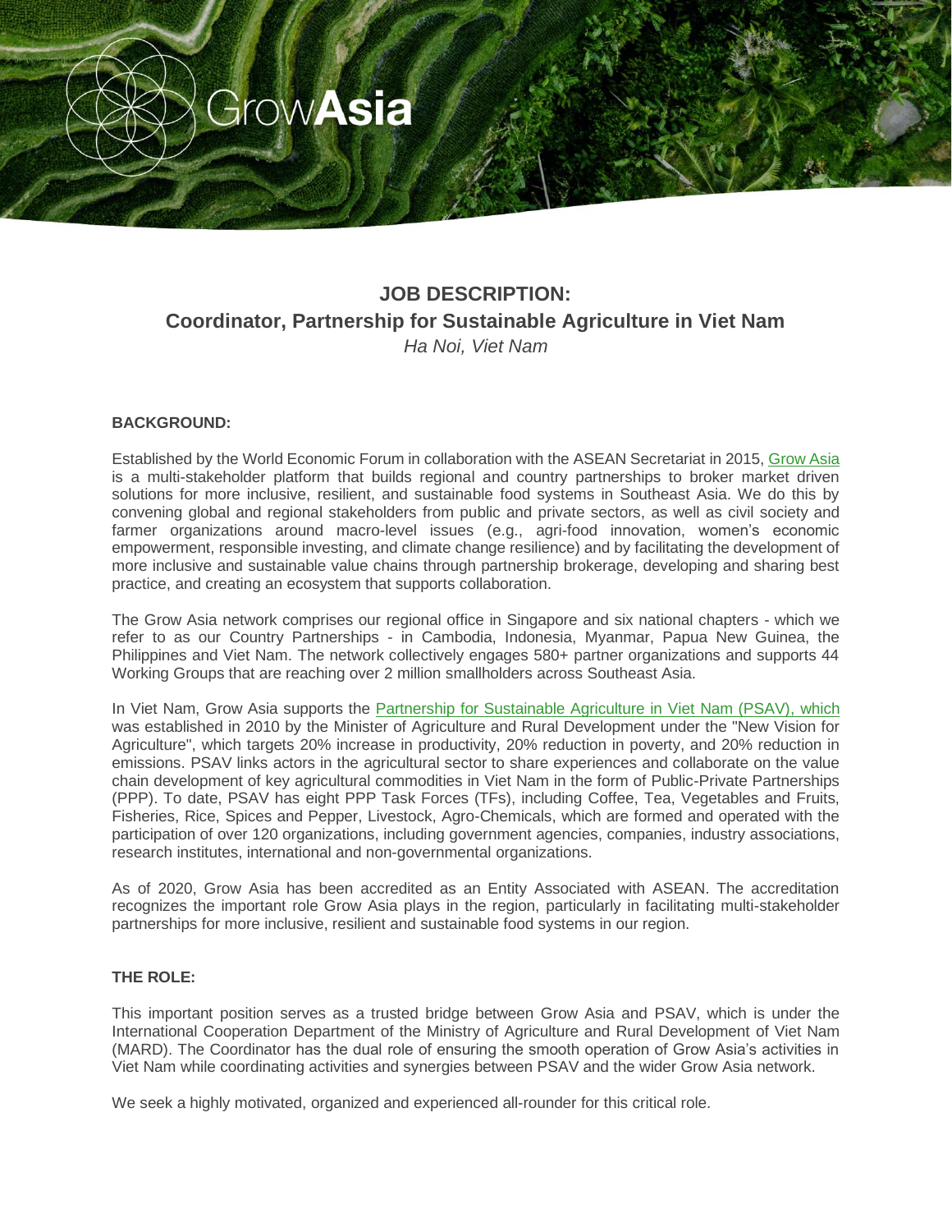GrowAsia

# JOB DESCRIPTION:
# Coordinator, Partnership for Sustainable Agriculture in Viet Nam

*Ha Noi, Viet Nam*

**BACKGROUND:**

Established by the World Economic Forum in collaboration with the ASEAN Secretariat in 2015, Grow Asia is a multi-stakeholder platform that builds regional and country partnerships to broker market driven solutions for more inclusive, resilient, and sustainable food systems in Southeast Asia. We do this by convening global and regional stakeholders from public and private sectors, as well as civil society and farmer organizations around macro-level issues (e.g., agri-food innovation, women's economic empowerment, responsible investing, and climate change resilience) and by facilitating the development of more inclusive and sustainable value chains through partnership brokerage, developing and sharing best practice, and creating an ecosystem that supports collaboration.

The Grow Asia network comprises our regional office in Singapore and six national chapters - which we refer to as our Country Partnerships - in Cambodia, Indonesia, Myanmar, Papua New Guinea, the Philippines and Viet Nam. The network collectively engages 580+ partner organizations and supports 44 Working Groups that are reaching over 2 million smallholders across Southeast Asia.

In Viet Nam, Grow Asia supports the Partnership for Sustainable Agriculture in Viet Nam (PSAV), which was established in 2010 by the Minister of Agriculture and Rural Development under the "New Vision for Agriculture", which targets 20% increase in productivity, 20% reduction in poverty, and 20% reduction in emissions. PSAV links actors in the agricultural sector to share experiences and collaborate on the value chain development of key agricultural commodities in Viet Nam in the form of Public-Private Partnerships (PPP). To date, PSAV has eight PPP Task Forces (TFs), including Coffee, Tea, Vegetables and Fruits, Fisheries, Rice, Spices and Pepper, Livestock, Agro-Chemicals, which are formed and operated with the participation of over 120 organizations, including government agencies, companies, industry associations, research institutes, international and non-governmental organizations.

As of 2020, Grow Asia has been accredited as an Entity Associated with ASEAN. The accreditation recognizes the important role Grow Asia plays in the region, particularly in facilitating multi-stakeholder partnerships for more inclusive, resilient and sustainable food systems in our region.

**THE ROLE:**

This important position serves as a trusted bridge between Grow Asia and PSAV, which is under the International Cooperation Department of the Ministry of Agriculture and Rural Development of Viet Nam (MARD). The Coordinator has the dual role of ensuring the smooth operation of Grow Asia's activities in Viet Nam while coordinating activities and synergies between PSAV and the wider Grow Asia network.

We seek a highly motivated, organized and experienced all-rounder for this critical role.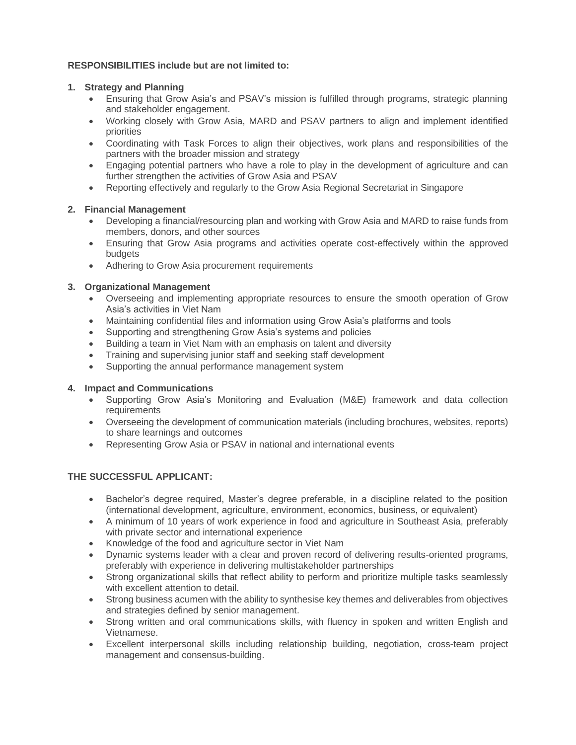**RESPONSIBILITIES include but are not limited to:**

1. **Strategy and Planning**
   - Ensuring that Grow Asia's and PSAV's mission is fulfilled through programs, strategic planning and stakeholder engagement.
   - Working closely with Grow Asia, MARD and PSAV partners to align and implement identified priorities
   - Coordinating with Task Forces to align their objectives, work plans and responsibilities of the partners with the broader mission and strategy
   - Engaging potential partners who have a role to play in the development of agriculture and can further strengthen the activities of Grow Asia and PSAV
   - Reporting effectively and regularly to the Grow Asia Regional Secretariat in Singapore

2. **Financial Management**
   - Developing a financial/resourcing plan and working with Grow Asia and MARD to raise funds from members, donors, and other sources
   - Ensuring that Grow Asia programs and activities operate cost-effectively within the approved budgets
   - Adhering to Grow Asia procurement requirements

3. **Organizational Management**
   - Overseeing and implementing appropriate resources to ensure the smooth operation of Grow Asia's activities in Viet Nam
   - Maintaining confidential files and information using Grow Asia's platforms and tools
   - Supporting and strengthening Grow Asia's systems and policies
   - Building a team in Viet Nam with an emphasis on talent and diversity
   - Training and supervising junior staff and seeking staff development
   - Supporting the annual performance management system

4. **Impact and Communications**
   - Supporting Grow Asia's Monitoring and Evaluation (M&E) framework and data collection requirements
   - Overseeing the development of communication materials (including brochures, websites, reports) to share learnings and outcomes
   - Representing Grow Asia or PSAV in national and international events

**THE SUCCESSFUL APPLICANT:**

- Bachelor's degree required, Master's degree preferable, in a discipline related to the position (international development, agriculture, environment, economics, business, or equivalent)
- A minimum of 10 years of work experience in food and agriculture in Southeast Asia, preferably with private sector and international experience
- Knowledge of the food and agriculture sector in Viet Nam
- Dynamic systems leader with a clear and proven record of delivering results-oriented programs, preferably with experience in delivering multistakeholder partnerships
- Strong organizational skills that reflect ability to perform and prioritize multiple tasks seamlessly with excellent attention to detail.
- Strong business acumen with the ability to synthesise key themes and deliverables from objectives and strategies defined by senior management.
- Strong written and oral communications skills, with fluency in spoken and written English and Vietnamese.
- Excellent interpersonal skills including relationship building, negotiation, cross-team project management and consensus-building.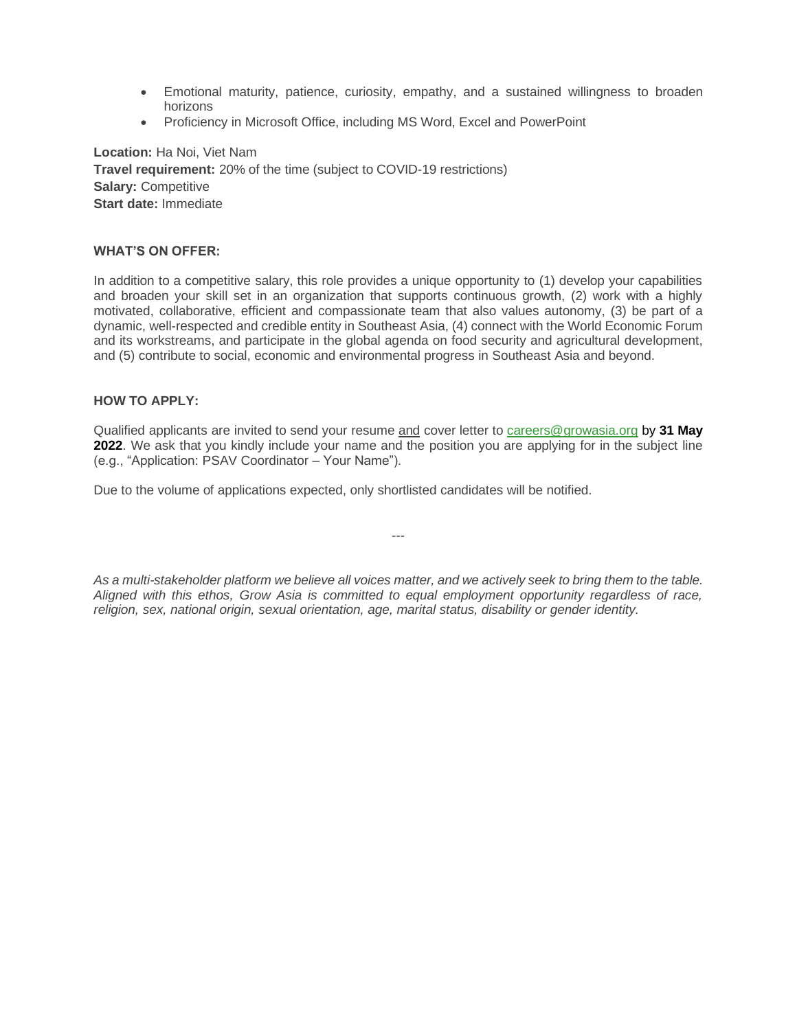- Emotional maturity, patience, curiosity, empathy, and a sustained willingness to broaden horizons
- Proficiency in Microsoft Office, including MS Word, Excel and PowerPoint

**Location:** Ha Noi, Viet Nam
**Travel requirement:** 20% of the time (subject to COVID-19 restrictions)
**Salary:** Competitive
**Start date:** Immediate

### WHAT'S ON OFFER:

In addition to a competitive salary, this role provides a unique opportunity to (1) develop your capabilities and broaden your skill set in an organization that supports continuous growth, (2) work with a highly motivated, collaborative, efficient and compassionate team that also values autonomy, (3) be part of a dynamic, well-respected and credible entity in Southeast Asia, (4) connect with the World Economic Forum and its workstreams, and participate in the global agenda on food security and agricultural development, and (5) contribute to social, economic and environmental progress in Southeast Asia and beyond.

### HOW TO APPLY:

Qualified applicants are invited to send your resume and cover letter to careers@growasia.org by **31 May 2022**. We ask that you kindly include your name and the position you are applying for in the subject line (e.g., "Application: PSAV Coordinator – Your Name").

Due to the volume of applications expected, only shortlisted candidates will be notified.

---

*As a multi-stakeholder platform we believe all voices matter, and we actively seek to bring them to the table. Aligned with this ethos, Grow Asia is committed to equal employment opportunity regardless of race, religion, sex, national origin, sexual orientation, age, marital status, disability or gender identity.*